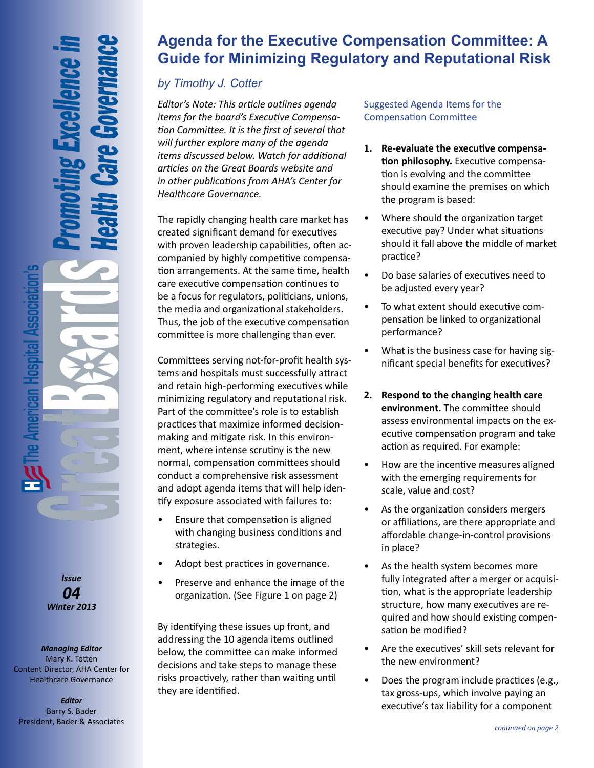# Agenda for the Executive Compensation Committee: A Guide for Minimizing Regulatory and Reputational Risk

*by Timothy J. Cotter*

*Editor's Note: This article outlines agenda items for the board's Executive Compensation Committee. It is the first of several that will further explore many of the agenda items discussed below. Watch for additional articles on the Great Boards website and in other publications from AHA's Center for Healthcare Governance.*

The rapidly changing health care market has created significant demand for executives with proven leadership capabilities, often accompanied by highly competitive compensation arrangements. At the same time, health care executive compensation continues to be a focus for regulators, politicians, unions, the media and organizational stakeholders. Thus, the job of the executive compensation committee is more challenging than ever.

Committees serving not-for-profit health systems and hospitals must successfully attract and retain high-performing executives while minimizing regulatory and reputational risk. Part of the committee's role is to establish practices that maximize informed decision-making and mitigate risk. In this environment, where intense scrutiny is the new normal, compensation committees should conduct a comprehensive risk assessment and adopt agenda items that will help identify exposure associated with failures to:

- Ensure that compensation is aligned with changing business conditions and strategies.
- Adopt best practices in governance.
- Preserve and enhance the image of the organization. (See Figure 1 on page 2)

By identifying these issues up front, and addressing the 10 agenda items outlined below, the committee can make informed decisions and take steps to manage these risks proactively, rather than waiting until they are identified.

## Suggested Agenda Items for the Compensation Committee

1. **Re-evaluate the executive compensation philosophy.** Executive compensation is evolving and the committee should examine the premises on which the program is based:

- Where should the organization target executive pay? Under what situations should it fall above the middle of market practice?
- Do base salaries of executives need to be adjusted every year?
- To what extent should executive compensation be linked to organizational performance?
- What is the business case for having significant special benefits for executives?

2. **Respond to the changing health care environment.** The committee should assess environmental impacts on the executive compensation program and take action as required. For example:

- How are the incentive measures aligned with the emerging requirements for scale, value and cost?
- As the organization considers mergers or affiliations, are there appropriate and affordable change-in-control provisions in place?
- As the health system becomes more fully integrated after a merger or acquisition, what is the appropriate leadership structure, how many executives are required and how should existing compensation be modified?
- Are the executives' skill sets relevant for the new environment?
- Does the program include practices (e.g., tax gross-ups, which involve paying an executive's tax liability for a component

*continued on page 2*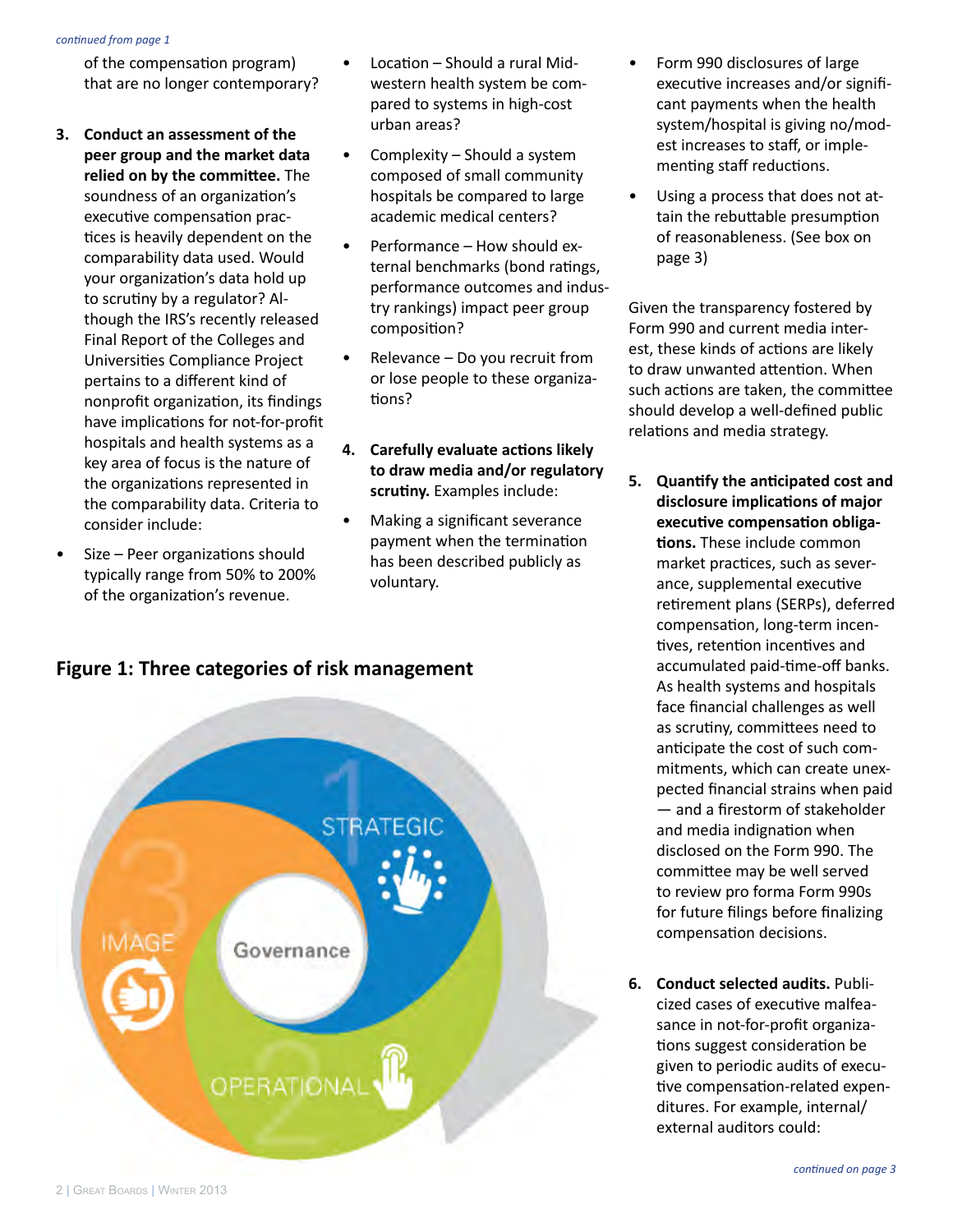*continued from page 1*

of the compensation program) that are no longer contemporary?

3. **Conduct an assessment of the peer group and the market data relied on by the committee.** The soundness of an organization's executive compensation practices is heavily dependent on the comparability data used. Would your organization's data hold up to scrutiny by a regulator? Although the IRS's recently released Final Report of the Colleges and Universities Compliance Project pertains to a different kind of nonprofit organization, its findings have implications for not-for-profit hospitals and health systems as a key area of focus is the nature of the organizations represented in the comparability data. Criteria to consider include:

- Size – Peer organizations should typically range from 50% to 200% of the organization's revenue.
- Location – Should a rural Midwestern health system be compared to systems in high-cost urban areas?
- Complexity – Should a system composed of small community hospitals be compared to large academic medical centers?
- Performance – How should external benchmarks (bond ratings, performance outcomes and industry rankings) impact peer group composition?
- Relevance – Do you recruit from or lose people to these organizations?

4. **Carefully evaluate actions likely to draw media and/or regulatory scrutiny.** Examples include:

- Making a significant severance payment when the termination has been described publicly as voluntary.
- Form 990 disclosures of large executive increases and/or significant payments when the health system/hospital is giving no/modest increases to staff, or implementing staff reductions.
- Using a process that does not attain the rebuttable presumption of reasonableness. (See box on page 3)

Given the transparency fostered by Form 990 and current media interest, these kinds of actions are likely to draw unwanted attention. When such actions are taken, the committee should develop a well-defined public relations and media strategy.

5. **Quantify the anticipated cost and disclosure implications of major executive compensation obligations.** These include common market practices, such as severance, supplemental executive retirement plans (SERPs), deferred compensation, long-term incentives, retention incentives and accumulated paid-time-off banks. As health systems and hospitals face financial challenges as well as scrutiny, committees need to anticipate the cost of such commitments, which can create unexpected financial strains when paid — and a firestorm of stakeholder and media indignation when disclosed on the Form 990. The committee may be well served to review pro forma Form 990s for future filings before finalizing compensation decisions.

6. **Conduct selected audits.** Publicized cases of executive malfeasance in not-for-profit organizations suggest consideration be given to periodic audits of executive compensation-related expenditures. For example, internal/external auditors could:

*continued on page 3*

## Figure 1: Three categories of risk management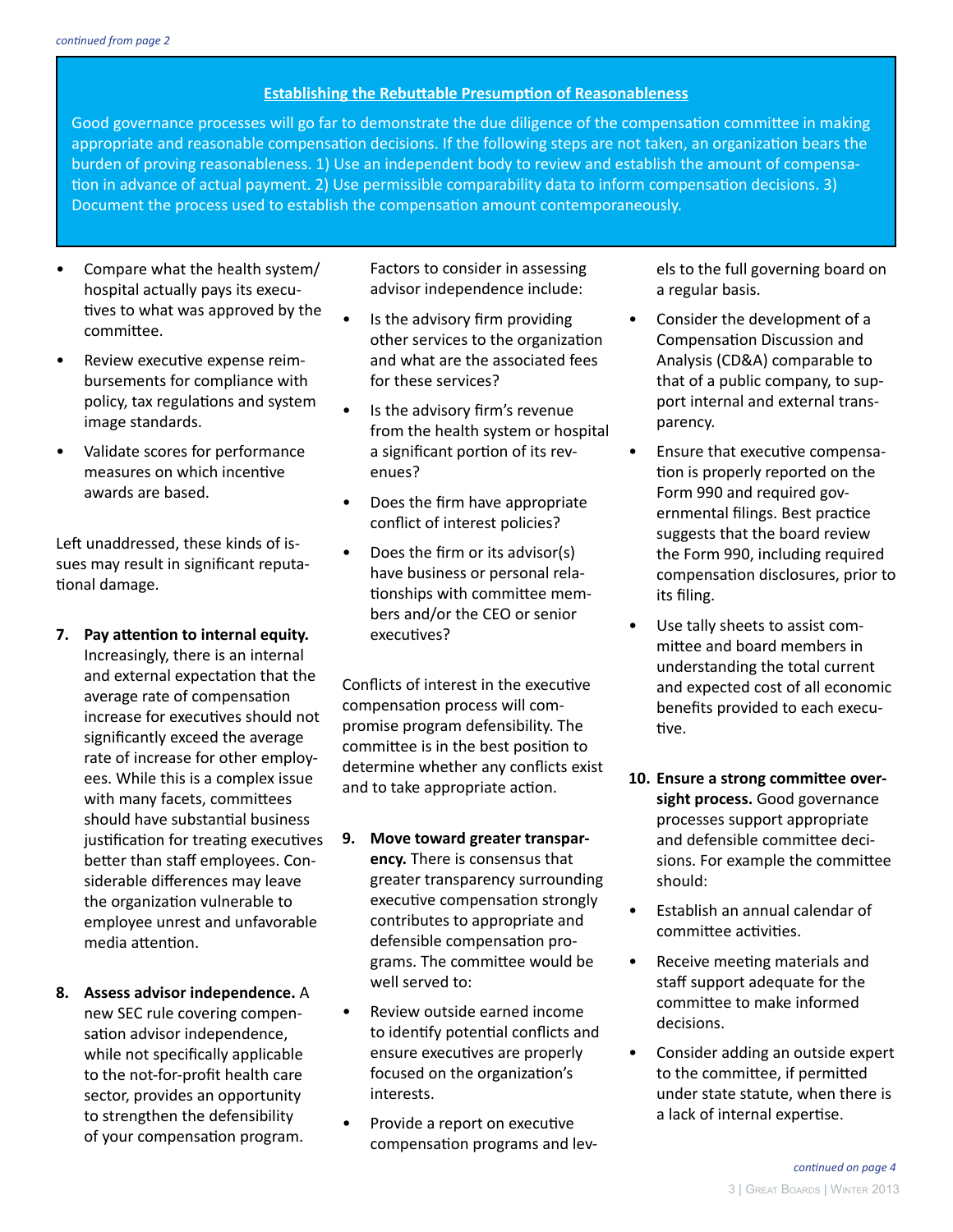*continued from page 2*

> **Establishing the Rebuttable Presumption of Reasonableness**
>
> Good governance processes will go far to demonstrate the due diligence of the compensation committee in making appropriate and reasonable compensation decisions. If the following steps are not taken, an organization bears the burden of proving reasonableness. 1) Use an independent body to review and establish the amount of compensation in advance of actual payment. 2) Use permissible comparability data to inform compensation decisions. 3) Document the process used to establish the compensation amount contemporaneously.

- Compare what the health system/hospital actually pays its executives to what was approved by the committee.
- Review executive expense reimbursements for compliance with policy, tax regulations and system image standards.
- Validate scores for performance measures on which incentive awards are based.

Left unaddressed, these kinds of issues may result in significant reputational damage.

**7. Pay attention to internal equity.** Increasingly, there is an internal and external expectation that the average rate of compensation increase for executives should not significantly exceed the average rate of increase for other employees. While this is a complex issue with many facets, committees should have substantial business justification for treating executives better than staff employees. Considerable differences may leave the organization vulnerable to employee unrest and unfavorable media attention.

**8. Assess advisor independence.** A new SEC rule covering compensation advisor independence, while not specifically applicable to the not-for-profit health care sector, provides an opportunity to strengthen the defensibility of your compensation program. Factors to consider in assessing advisor independence include:

- Is the advisory firm providing other services to the organization and what are the associated fees for these services?
- Is the advisory firm's revenue from the health system or hospital a significant portion of its revenues?
- Does the firm have appropriate conflict of interest policies?
- Does the firm or its advisor(s) have business or personal relationships with committee members and/or the CEO or senior executives?

Conflicts of interest in the executive compensation process will compromise program defensibility. The committee is in the best position to determine whether any conflicts exist and to take appropriate action.

**9. Move toward greater transparency.** There is consensus that greater transparency surrounding executive compensation strongly contributes to appropriate and defensible compensation programs. The committee would be well served to:

- Review outside earned income to identify potential conflicts and ensure executives are properly focused on the organization's interests.
- Provide a report on executive compensation programs and levels to the full governing board on a regular basis.
- Consider the development of a Compensation Discussion and Analysis (CD&A) comparable to that of a public company, to support internal and external transparency.
- Ensure that executive compensation is properly reported on the Form 990 and required governmental filings. Best practice suggests that the board review the Form 990, including required compensation disclosures, prior to its filing.
- Use tally sheets to assist committee and board members in understanding the total current and expected cost of all economic benefits provided to each executive.

**10. Ensure a strong committee oversight process.** Good governance processes support appropriate and defensible committee decisions. For example the committee should:

- Establish an annual calendar of committee activities.
- Receive meeting materials and staff support adequate for the committee to make informed decisions.
- Consider adding an outside expert to the committee, if permitted under state statute, when there is a lack of internal expertise.

*continued on page 4*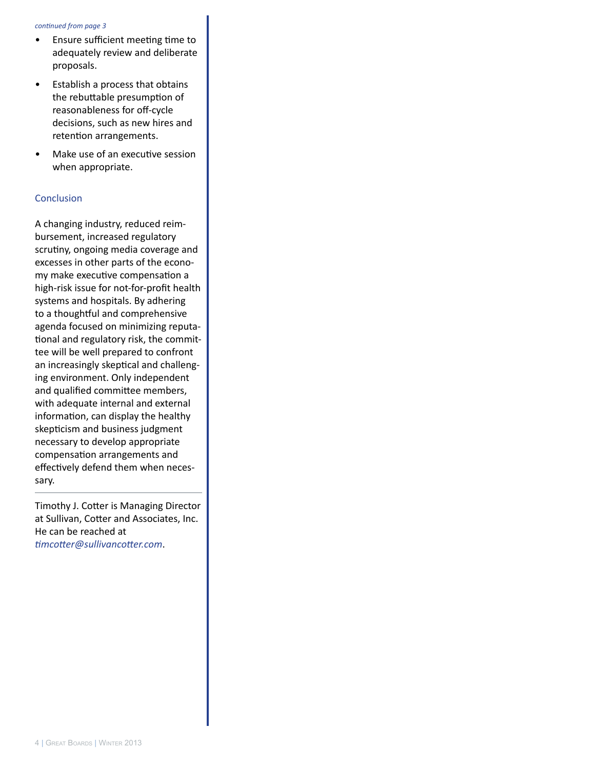*continued from page 3*

- Ensure sufficient meeting time to adequately review and deliberate proposals.
- Establish a process that obtains the rebuttable presumption of reasonableness for off-cycle decisions, such as new hires and retention arrangements.
- Make use of an executive session when appropriate.

## Conclusion

A changing industry, reduced reimbursement, increased regulatory scrutiny, ongoing media coverage and excesses in other parts of the economy make executive compensation a high-risk issue for not-for-profit health systems and hospitals. By adhering to a thoughtful and comprehensive agenda focused on minimizing reputational and regulatory risk, the committee will be well prepared to confront an increasingly skeptical and challenging environment. Only independent and qualified committee members, with adequate internal and external information, can display the healthy skepticism and business judgment necessary to develop appropriate compensation arrangements and effectively defend them when necessary.

---

Timothy J. Cotter is Managing Director at Sullivan, Cotter and Associates, Inc. He can be reached at *timcotter@sullivancotter.com*.